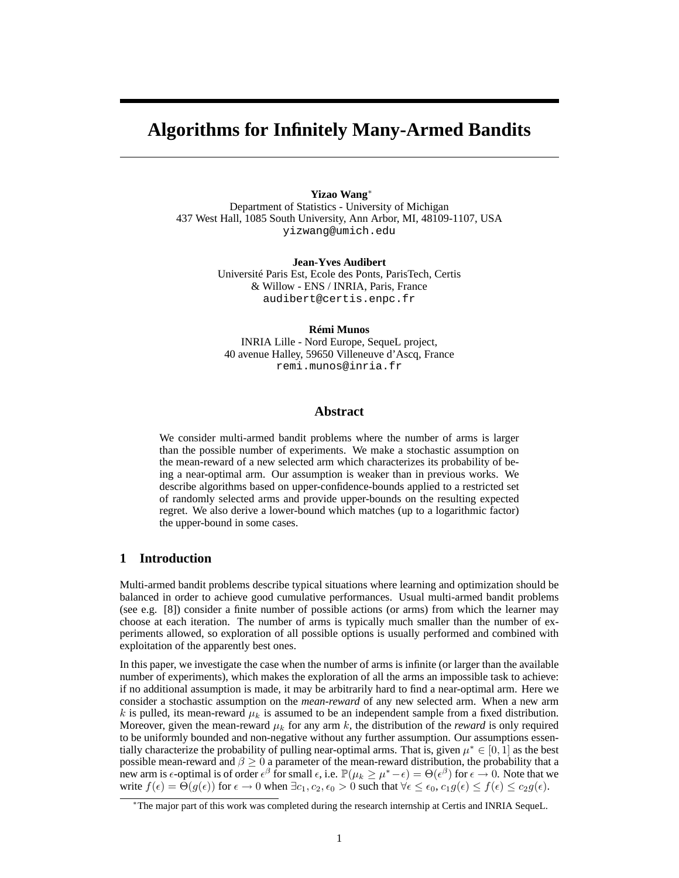# Algorithms for Infinitely Many-Armed Bandits

**Yizao Wang**[*]
Department of Statistics - University of Michigan
437 West Hall, 1085 South University, Ann Arbor, MI, 48109-1107, USA
yizwang@umich.edu

**Jean-Yves Audibert**
Université Paris Est, Ecole des Ponts, ParisTech, Certis
& Willow - ENS / INRIA, Paris, France
audibert@certis.enpc.fr

**Rémi Munos**
INRIA Lille - Nord Europe, SequeL project,
40 avenue Halley, 59650 Villeneuve d'Ascq, France
remi.munos@inria.fr

## Abstract

We consider multi-armed bandit problems where the number of arms is larger than the possible number of experiments. We make a stochastic assumption on the mean-reward of a new selected arm which characterizes its probability of being a near-optimal arm. Our assumption is weaker than in previous works. We describe algorithms based on upper-confidence-bounds applied to a restricted set of randomly selected arms and provide upper-bounds on the resulting expected regret. We also derive a lower-bound which matches (up to a logarithmic factor) the upper-bound in some cases.

## 1 Introduction

Multi-armed bandit problems describe typical situations where learning and optimization should be balanced in order to achieve good cumulative performances. Usual multi-armed bandit problems (see e.g. [8]) consider a finite number of possible actions (or arms) from which the learner may choose at each iteration. The number of arms is typically much smaller than the number of experiments allowed, so exploration of all possible options is usually performed and combined with exploitation of the apparently best ones.

In this paper, we investigate the case when the number of arms is infinite (or larger than the available number of experiments), which makes the exploration of all the arms an impossible task to achieve: if no additional assumption is made, it may be arbitrarily hard to find a near-optimal arm. Here we consider a stochastic assumption on the *mean-reward* of any new selected arm. When a new arm $k$ is pulled, its mean-reward $\mu_k$ is assumed to be an independent sample from a fixed distribution. Moreover, given the mean-reward $\mu_k$ for any arm $k$, the distribution of the *reward* is only required to be uniformly bounded and non-negative without any further assumption. Our assumptions essentially characterize the probability of pulling near-optimal arms. That is, given $\mu^* \in [0, 1]$ as the best possible mean-reward and $\beta \geq 0$ a parameter of the mean-reward distribution, the probability that a new arm is $\epsilon$-optimal is of order $\epsilon^\beta$ for small $\epsilon$, i.e. $\mathbb{P}(\mu_k \geq \mu^* - \epsilon) = \Theta(\epsilon^\beta)$ for $\epsilon \to 0$. Note that we write $f(\epsilon) = \Theta(g(\epsilon))$ for $\epsilon \to 0$ when $\exists c_1, c_2, \epsilon_0 > 0$ such that $\forall \epsilon \leq \epsilon_0$, $c_1 g(\epsilon) \leq f(\epsilon) \leq c_2 g(\epsilon)$.

[*]The major part of this work was completed during the research internship at Certis and INRIA SequeL.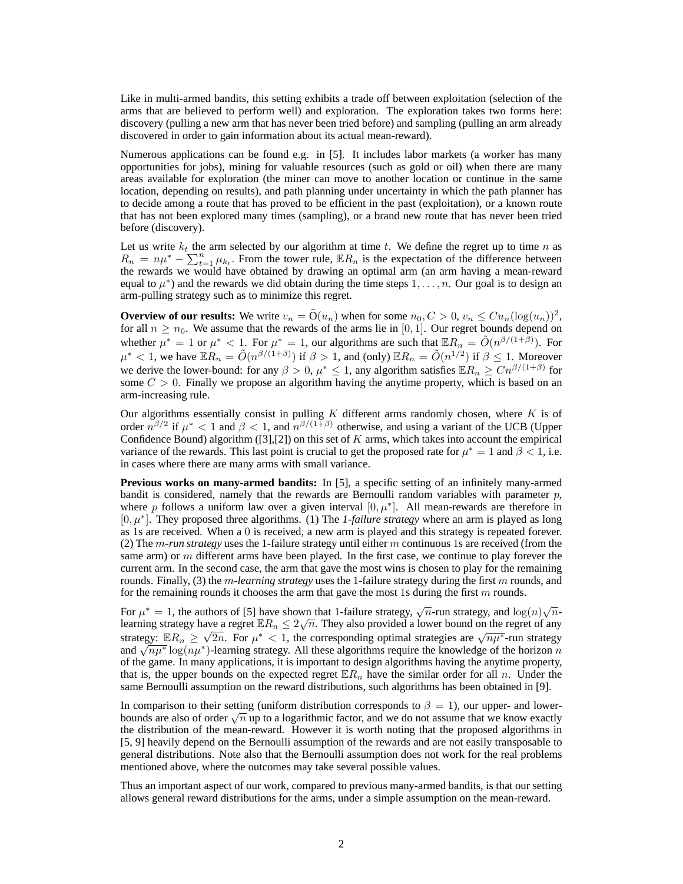Like in multi-armed bandits, this setting exhibits a trade off between exploitation (selection of the arms that are believed to perform well) and exploration. The exploration takes two forms here: discovery (pulling a new arm that has never been tried before) and sampling (pulling an arm already discovered in order to gain information about its actual mean-reward).

Numerous applications can be found e.g. in [5]. It includes labor markets (a worker has many opportunities for jobs), mining for valuable resources (such as gold or oil) when there are many areas available for exploration (the miner can move to another location or continue in the same location, depending on results), and path planning under uncertainty in which the path planner has to decide among a route that has proved to be efficient in the past (exploitation), or a known route that has not been explored many times (sampling), or a brand new route that has never been tried before (discovery).

Let us write $k_t$ the arm selected by our algorithm at time $t$. We define the regret up to time $n$ as $R_n = n\mu^* - \sum_{t=1}^n \mu_{k_t}$. From the tower rule, $\mathbb{E}R_n$ is the expectation of the difference between the rewards we would have obtained by drawing an optimal arm (an arm having a mean-reward equal to $\mu^*$) and the rewards we did obtain during the time steps $1, \ldots, n$. Our goal is to design an arm-pulling strategy such as to minimize this regret.

**Overview of our results:** We write $v_n = \tilde{O}(u_n)$ when for some $n_0, C > 0$, $v_n \le C u_n (\log(u_n))^2$, for all $n \ge n_0$. We assume that the rewards of the arms lie in $[0, 1]$. Our regret bounds depend on whether $\mu^* = 1$ or $\mu^* < 1$. For $\mu^* = 1$, our algorithms are such that $\mathbb{E}R_n = \tilde{O}(n^{\beta/(1+\beta)})$. For $\mu^* < 1$, we have $\mathbb{E}R_n = \tilde{O}(n^{\beta/(1+\beta)})$ if $\beta > 1$, and (only) $\mathbb{E}R_n = \tilde{O}(n^{1/2})$ if $\beta \le 1$. Moreover we derive the lower-bound: for any $\beta > 0$, $\mu^* \le 1$, any algorithm satisfies $\mathbb{E}R_n \ge C n^{\beta/(1+\beta)}$ for some $C > 0$. Finally we propose an algorithm having the anytime property, which is based on an arm-increasing rule.

Our algorithms essentially consist in pulling $K$ different arms randomly chosen, where $K$ is of order $n^{\beta/2}$ if $\mu^* < 1$ and $\beta < 1$, and $n^{\beta/(1+\beta)}$ otherwise, and using a variant of the UCB (Upper Confidence Bound) algorithm ([3],[2]) on this set of $K$ arms, which takes into account the empirical variance of the rewards. This last point is crucial to get the proposed rate for $\mu^* = 1$ and $\beta < 1$, i.e. in cases where there are many arms with small variance.

**Previous works on many-armed bandits:** In [5], a specific setting of an infinitely many-armed bandit is considered, namely that the rewards are Bernoulli random variables with parameter $p$, where $p$ follows a uniform law over a given interval $[0, \mu^*]$. All mean-rewards are therefore in $[0, \mu^*]$. They proposed three algorithms. (1) The ***1-failure strategy*** where an arm is played as long as 1s are received. When a 0 is received, a new arm is played and this strategy is repeated forever. (2) The ***$m$-run strategy*** uses the 1-failure strategy until either $m$ continuous 1s are received (from the same arm) or $m$ different arms have been played. In the first case, we continue to play forever the current arm. In the second case, the arm that gave the most wins is chosen to play for the remaining rounds. Finally, (3) the ***$m$-learning strategy*** uses the 1-failure strategy during the first $m$ rounds, and for the remaining rounds it chooses the arm that gave the most 1s during the first $m$ rounds.

For $\mu^* = 1$, the authors of [5] have shown that 1-failure strategy, $\sqrt{n}$-run strategy, and $\log(n)\sqrt{n}$-learning strategy have a regret $\mathbb{E}R_n \le 2\sqrt{n}$. They also provided a lower bound on the regret of any strategy: $\mathbb{E}R_n \ge \sqrt{2n}$. For $\mu^* < 1$, the corresponding optimal strategies are $\sqrt{n\mu^*}$-run strategy and $\sqrt{n\mu^*}\log(n\mu^*)$-learning strategy. All these algorithms require the knowledge of the horizon $n$ of the game. In many applications, it is important to design algorithms having the anytime property, that is, the upper bounds on the expected regret $\mathbb{E}R_n$ have the similar order for all $n$. Under the same Bernoulli assumption on the reward distributions, such algorithms has been obtained in [9].

In comparison to their setting (uniform distribution corresponds to $\beta = 1$), our upper- and lower-bounds are also of order $\sqrt{n}$ up to a logarithmic factor, and we do not assume that we know exactly the distribution of the mean-reward. However it is worth noting that the proposed algorithms in [5, 9] heavily depend on the Bernoulli assumption of the rewards and are not easily transposable to general distributions. Note also that the Bernoulli assumption does not work for the real problems mentioned above, where the outcomes may take several possible values.

Thus an important aspect of our work, compared to previous many-armed bandits, is that our setting allows general reward distributions for the arms, under a simple assumption on the mean-reward.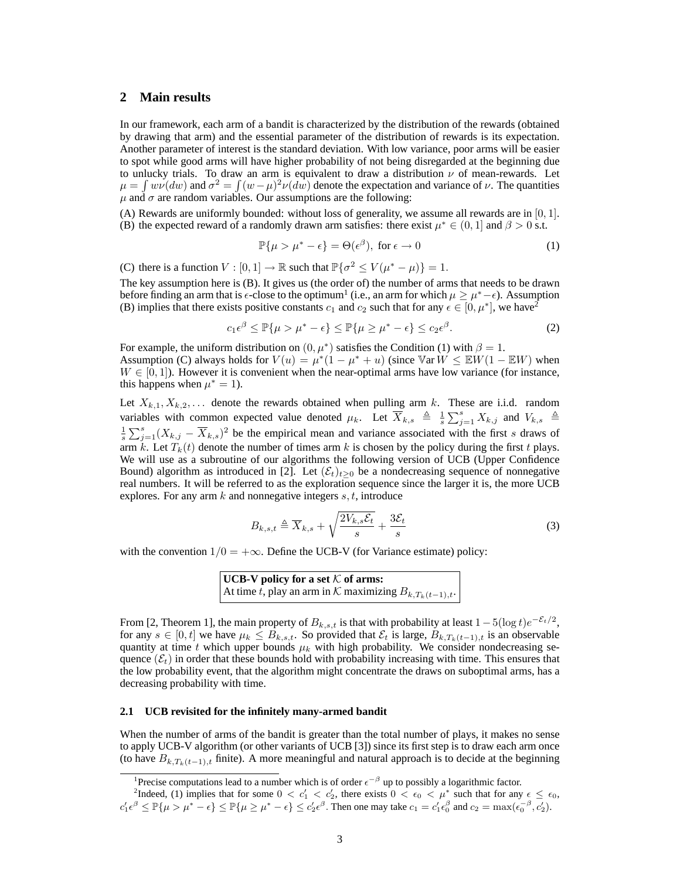## 2 Main results

In our framework, each arm of a bandit is characterized by the distribution of the rewards (obtained by drawing that arm) and the essential parameter of the distribution of rewards is its expectation. Another parameter of interest is the standard deviation. With low variance, poor arms will be easier to spot while good arms will have higher probability of not being disregarded at the beginning due to unlucky trials. To draw an arm is equivalent to draw a distribution $\nu$ of mean-rewards. Let $\mu = \int w\nu(dw)$ and $\sigma^2 = \int (w-\mu)^2 \nu(dw)$ denote the expectation and variance of $\nu$. The quantities $\mu$ and $\sigma$ are random variables. Our assumptions are the following:

(A) Rewards are uniformly bounded: without loss of generality, we assume all rewards are in $[0, 1]$.
(B) the expected reward of a randomly drawn arm satisfies: there exist $\mu^* \in (0, 1]$ and $\beta > 0$ s.t.

$$\mathbb{P}\{\mu > \mu^* - \epsilon\} = \Theta(\epsilon^\beta), \text{ for } \epsilon \to 0 \tag{1}$$

(C) there is a function $V : [0, 1] \to \mathbb{R}$ such that $\mathbb{P}\{\sigma^2 \leq V(\mu^* - \mu)\} = 1$.

The key assumption here is (B). It gives us (the order of) the number of arms that needs to be drawn before finding an arm that is $\epsilon$-close to the optimum[1] (i.e., an arm for which $\mu \geq \mu^* - \epsilon$). Assumption (B) implies that there exists positive constants $c_1$ and $c_2$ such that for any $\epsilon \in [0, \mu^*]$, we have[2]

$$c_1\epsilon^\beta \leq \mathbb{P}\{\mu > \mu^* - \epsilon\} \leq \mathbb{P}\{\mu \geq \mu^* - \epsilon\} \leq c_2\epsilon^\beta. \tag{2}$$

For example, the uniform distribution on $(0, \mu^*)$ satisfies the Condition (1) with $\beta = 1$.
Assumption (C) always holds for $V(u) = \mu^*(1 - \mu^* + u)$ (since $\mathbb{V}\text{ar}\, W \leq \mathbb{E}W(1 - \mathbb{E}W)$ when $W \in [0, 1]$). However it is convenient when the near-optimal arms have low variance (for instance, this happens when $\mu^* = 1$).

Let $X_{k,1}, X_{k,2}, \ldots$ denote the rewards obtained when pulling arm $k$. These are i.i.d. random variables with common expected value denoted $\mu_k$. Let $\overline{X}_{k,s} \triangleq \frac{1}{s}\sum_{j=1}^{s} X_{k,j}$ and $V_{k,s} \triangleq \frac{1}{s}\sum_{j=1}^{s}(X_{k,j} - \overline{X}_{k,s})^2$ be the empirical mean and variance associated with the first $s$ draws of arm $k$. Let $T_k(t)$ denote the number of times arm $k$ is chosen by the policy during the first $t$ plays.
We will use as a subroutine of our algorithms the following version of UCB (Upper Confidence Bound) algorithm as introduced in [2]. Let $(\mathcal{E}_t)_{t\geq 0}$ be a nondecreasing sequence of nonnegative real numbers. It will be referred to as the exploration sequence since the larger it is, the more UCB explores. For any arm $k$ and nonnegative integers $s, t$, introduce

$$B_{k,s,t} \triangleq \overline{X}_{k,s} + \sqrt{\frac{2V_{k,s}\mathcal{E}_t}{s}} + \frac{3\mathcal{E}_t}{s} \tag{3}$$

with the convention $1/0 = +\infty$. Define the UCB-V (for Variance estimate) policy:

> **UCB-V policy for a set $\mathcal{K}$ of arms:**
> At time $t$, play an arm in $\mathcal{K}$ maximizing $B_{k,T_k(t-1),t}$.

From [2, Theorem 1], the main property of $B_{k,s,t}$ is that with probability at least $1 - 5(\log t)e^{-\mathcal{E}_t/2}$, for any $s \in [0, t]$ we have $\mu_k \leq B_{k,s,t}$. So provided that $\mathcal{E}_t$ is large, $B_{k,T_k(t-1),t}$ is an observable quantity at time $t$ which upper bounds $\mu_k$ with high probability. We consider nondecreasing sequence $(\mathcal{E}_t)$ in order that these bounds hold with probability increasing with time. This ensures that the low probability event, that the algorithm might concentrate the draws on suboptimal arms, has a decreasing probability with time.

### 2.1 UCB revisited for the infinitely many-armed bandit

When the number of arms of the bandit is greater than the total number of plays, it makes no sense to apply UCB-V algorithm (or other variants of UCB [3]) since its first step is to draw each arm once (to have $B_{k,T_k(t-1),t}$ finite). A more meaningful and natural approach is to decide at the beginning

---

[1] Precise computations lead to a number which is of order $\epsilon^{-\beta}$ up to possibly a logarithmic factor.

[2] Indeed, (1) implies that for some $0 < c_1' < c_2'$, there exists $0 < \epsilon_0 < \mu^*$ such that for any $\epsilon \leq \epsilon_0$, $c_1'\epsilon^\beta \leq \mathbb{P}\{\mu > \mu^* - \epsilon\} \leq \mathbb{P}\{\mu \geq \mu^* - \epsilon\} \leq c_2'\epsilon^\beta$. Then one may take $c_1 = c_1'\epsilon_0^\beta$ and $c_2 = \max(\epsilon_0^{-\beta}, c_2')$.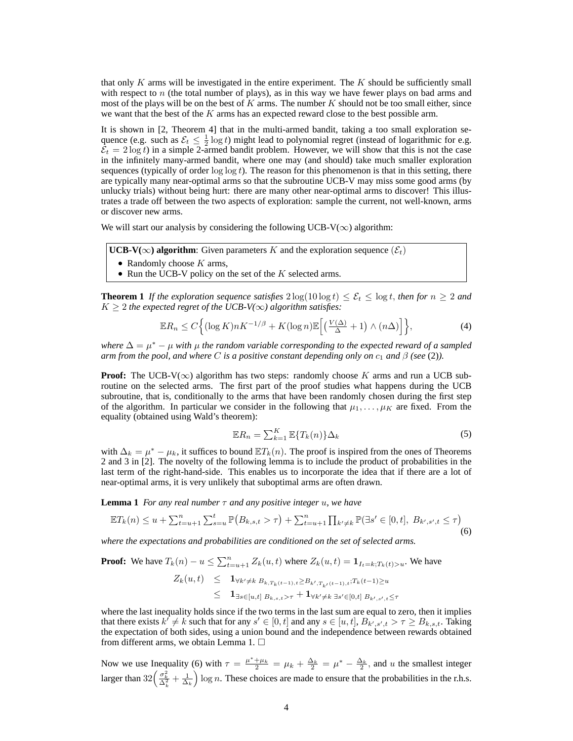that only $K$ arms will be investigated in the entire experiment. The $K$ should be sufficiently small with respect to $n$ (the total number of plays), as in this way we have fewer plays on bad arms and most of the plays will be on the best of $K$ arms. The number $K$ should not be too small either, since we want that the best of the $K$ arms has an expected reward close to the best possible arm.

It is shown in [2, Theorem 4] that in the multi-armed bandit, taking a too small exploration sequence (e.g. such as $\mathcal{E}_t \le \frac{1}{2}\log t$) might lead to polynomial regret (instead of logarithmic for e.g. $\mathcal{E}_t = 2\log t$) in a simple 2-armed bandit problem. However, we will show that this is not the case in the infinitely many-armed bandit, where one may (and should) take much smaller exploration sequences (typically of order $\log\log t$). The reason for this phenomenon is that in this setting, there are typically many near-optimal arms so that the subroutine UCB-V may miss some good arms (by unlucky trials) without being hurt: there are many other near-optimal arms to discover! This illustrates a trade off between the two aspects of exploration: sample the current, not well-known, arms or discover new arms.

We will start our analysis by considering the following UCB-V($\infty$) algorithm:

> **UCB-V($\infty$) algorithm**: Given parameters $K$ and the exploration sequence $(\mathcal{E}_t)$
> - Randomly choose $K$ arms,
> - Run the UCB-V policy on the set of the $K$ selected arms.

**Theorem 1** *If the exploration sequence satisfies $2\log(10\log t) \le \mathcal{E}_t \le \log t$, then for $n \ge 2$ and $K \ge 2$ the expected regret of the UCB-V($\infty$) algorithm satisfies:*

$$\mathbb{E}R_n \le C\Big\{(\log K)nK^{-1/\beta} + K(\log n)\mathbb{E}\Big[\big(\tfrac{V(\Delta)}{\Delta}+1\big)\wedge(n\Delta)\Big]\Big\}, \tag{4}$$

*where $\Delta = \mu^* - \mu$ with $\mu$ the random variable corresponding to the expected reward of a sampled arm from the pool, and where $C$ is a positive constant depending only on $c_1$ and $\beta$ (see (2)).*

**Proof:** The UCB-V($\infty$) algorithm has two steps: randomly choose $K$ arms and run a UCB subroutine on the selected arms. The first part of the proof studies what happens during the UCB subroutine, that is, conditionally to the arms that have been randomly chosen during the first step of the algorithm. In particular we consider in the following that $\mu_1, \dots, \mu_K$ are fixed. From the equality (obtained using Wald's theorem):

$$\mathbb{E}R_n = \textstyle\sum_{k=1}^K \mathbb{E}\{T_k(n)\}\Delta_k \tag{5}$$

with $\Delta_k = \mu^* - \mu_k$, it suffices to bound $\mathbb{E}T_k(n)$. The proof is inspired from the ones of Theorems 2 and 3 in [2]. The novelty of the following lemma is to include the product of probabilities in the last term of the right-hand-side. This enables us to incorporate the idea that if there are a lot of near-optimal arms, it is very unlikely that suboptimal arms are often drawn.

**Lemma 1** *For any real number $\tau$ and any positive integer $u$, we have*

$$\mathbb{E}T_k(n) \le u + \textstyle\sum_{t=u+1}^n \sum_{s=u}^t \mathbb{P}\big(B_{k,s,t} > \tau\big) + \sum_{t=u+1}^n \prod_{k'\ne k} \mathbb{P}\big(\exists s' \in [0,t],\ B_{k',s',t} \le \tau\big) \tag{6}$$

*where the expectations and probabilities are conditioned on the set of selected arms.*

**Proof:** We have $T_k(n) - u \le \sum_{t=u+1}^n Z_k(u,t)$ where $Z_k(u,t) = \mathbf{1}_{I_t = k; T_k(t) > u}$. We have

$$\begin{aligned} Z_k(u,t) &\le \mathbf{1}_{\forall k' \ne k\ B_{k,T_k(t-1),t} \ge B_{k',T_{k'}(t-1),t};\, T_k(t-1)\ge u} \\ &\le \mathbf{1}_{\exists s \in [u,t]\ B_{k,s,t} > \tau} + \mathbf{1}_{\forall k' \ne k\ \exists s' \in [0,t]\ B_{k',s',t} \le \tau} \end{aligned}$$

where the last inequality holds since if the two terms in the last sum are equal to zero, then it implies that there exists $k' \ne k$ such that for any $s' \in [0,t]$ and any $s \in [u,t]$, $B_{k',s',t} > \tau \ge B_{k,s,t}$. Taking the expectation of both sides, using a union bound and the independence between rewards obtained from different arms, we obtain Lemma 1. $\square$

Now we use Inequality (6) with $\tau = \frac{\mu^* + \mu_k}{2} = \mu_k + \frac{\Delta_k}{2} = \mu^* - \frac{\Delta_k}{2}$, and $u$ the smallest integer larger than $32\Big(\frac{\sigma_k^2}{\Delta_k^2} + \frac{1}{\Delta_k}\Big)\log n$. These choices are made to ensure that the probabilities in the r.h.s.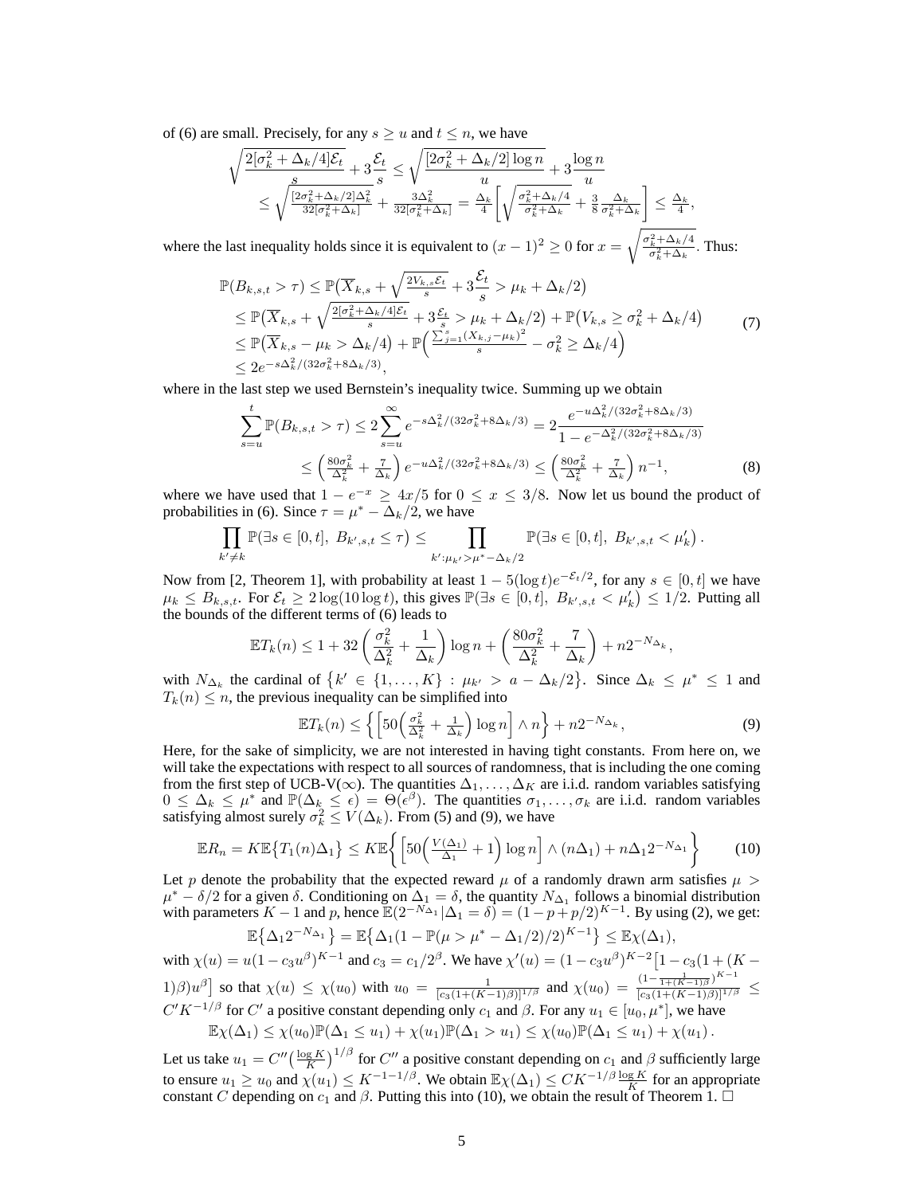of (6) are small. Precisely, for any $s \geq u$ and $t \leq n$, we have

$$\sqrt{\frac{2[\sigma_k^2 + \Delta_k/4]\mathcal{E}_t}{s}} + 3\frac{\mathcal{E}_t}{s} \leq \sqrt{\frac{[2\sigma_k^2 + \Delta_k/2]\log n}{u}} + 3\frac{\log n}{u}$$
$$\leq \sqrt{\frac{[2\sigma_k^2 + \Delta_k/2]\Delta_k^2}{32[\sigma_k^2 + \Delta_k]}} + \frac{3\Delta_k^2}{32[\sigma_k^2 + \Delta_k]} = \frac{\Delta_k}{4}\left[\sqrt{\frac{\sigma_k^2 + \Delta_k/4}{\sigma_k^2 + \Delta_k}} + \frac{3}{8}\frac{\Delta_k}{\sigma_k^2 + \Delta_k}\right] \leq \frac{\Delta_k}{4},$$

where the last inequality holds since it is equivalent to $(x-1)^2 \geq 0$ for $x = \sqrt{\frac{\sigma_k^2 + \Delta_k/4}{\sigma_k^2 + \Delta_k}}$. Thus:

$$\begin{aligned}
\mathbb{P}(B_{k,s,t} > \tau) &\leq \mathbb{P}\big(\overline{X}_{k,s} + \sqrt{\tfrac{2V_{k,s}\mathcal{E}_t}{s}} + 3\frac{\mathcal{E}_t}{s} > \mu_k + \Delta_k/2\big) \\
&\leq \mathbb{P}\big(\overline{X}_{k,s} + \sqrt{\tfrac{2[\sigma_k^2 + \Delta_k/4]\mathcal{E}_t}{s}} + 3\tfrac{\mathcal{E}_t}{s} > \mu_k + \Delta_k/2\big) + \mathbb{P}\big(V_{k,s} \geq \sigma_k^2 + \Delta_k/4\big) \\
&\leq \mathbb{P}\big(\overline{X}_{k,s} - \mu_k > \Delta_k/4\big) + \mathbb{P}\Big(\tfrac{\sum_{j=1}^{s}(X_{k,j} - \mu_k)^2}{s} - \sigma_k^2 \geq \Delta_k/4\Big) \\
&\leq 2e^{-s\Delta_k^2/(32\sigma_k^2 + 8\Delta_k/3)},
\end{aligned} \tag{7}$$

where in the last step we used Bernstein's inequality twice. Summing up we obtain

$$\begin{aligned}
\sum_{s=u}^{t}\mathbb{P}(B_{k,s,t} > \tau) &\leq 2\sum_{s=u}^{\infty} e^{-s\Delta_k^2/(32\sigma_k^2 + 8\Delta_k/3)} = 2\frac{e^{-u\Delta_k^2/(32\sigma_k^2 + 8\Delta_k/3)}}{1 - e^{-\Delta_k^2/(32\sigma_k^2 + 8\Delta_k/3)}} \\
&\leq \left(\tfrac{80\sigma_k^2}{\Delta_k^2} + \tfrac{7}{\Delta_k}\right) e^{-u\Delta_k^2/(32\sigma_k^2 + 8\Delta_k/3)} \leq \left(\tfrac{80\sigma_k^2}{\Delta_k^2} + \tfrac{7}{\Delta_k}\right) n^{-1},
\end{aligned} \tag{8}$$

where we have used that $1 - e^{-x} \geq 4x/5$ for $0 \leq x \leq 3/8$. Now let us bound the product of probabilities in (6). Since $\tau = \mu^* - \Delta_k/2$, we have

$$\prod_{k' \neq k} \mathbb{P}(\exists s \in [0,t],\ B_{k',s,t} \leq \tau) \leq \prod_{k' : \mu_{k'} > \mu^* - \Delta_k/2} \mathbb{P}(\exists s \in [0,t],\ B_{k',s,t} < \mu_k').$$

Now from [2, Theorem 1], with probability at least $1 - 5(\log t)e^{-\mathcal{E}_t/2}$, for any $s \in [0,t]$ we have $\mu_k \leq B_{k,s,t}$. For $\mathcal{E}_t \geq 2\log(10\log t)$, this gives $\mathbb{P}(\exists s \in [0,t],\ B_{k',s,t} < \mu_k') \leq 1/2$. Putting all the bounds of the different terms of (6) leads to

$$\mathbb{E}T_k(n) \leq 1 + 32\left(\frac{\sigma_k^2}{\Delta_k^2} + \frac{1}{\Delta_k}\right)\log n + \left(\frac{80\sigma_k^2}{\Delta_k^2} + \frac{7}{\Delta_k}\right) + n2^{-N_{\Delta_k}},$$

with $N_{\Delta_k}$ the cardinal of $\{k' \in \{1, \ldots, K\} : \mu_{k'} > a - \Delta_k/2\}$. Since $\Delta_k \leq \mu^* \leq 1$ and $T_k(n) \leq n$, the previous inequality can be simplified into

$$\mathbb{E}T_k(n) \leq \left\{\left[50\left(\tfrac{\sigma_k^2}{\Delta_k^2} + \tfrac{1}{\Delta_k}\right)\log n\right] \wedge n\right\} + n2^{-N_{\Delta_k}}, \tag{9}$$

Here, for the sake of simplicity, we are not interested in having tight constants. From here on, we will take the expectations with respect to all sources of randomness, that is including the one coming from the first step of UCB-V($\infty$). The quantities $\Delta_1, \ldots, \Delta_K$ are i.i.d. random variables satisfying $0 \leq \Delta_k \leq \mu^*$ and $\mathbb{P}(\Delta_k \leq \epsilon) = \Theta(\epsilon^\beta)$. The quantities $\sigma_1, \ldots, \sigma_k$ are i.i.d. random variables satisfying almost surely $\sigma_k^2 \leq V(\Delta_k)$. From (5) and (9), we have

$$\mathbb{E}R_n = K\mathbb{E}\{T_1(n)\Delta_1\} \leq K\mathbb{E}\left\{\left[50\left(\tfrac{V(\Delta_1)}{\Delta_1} + 1\right)\log n\right] \wedge (n\Delta_1) + n\Delta_1 2^{-N_{\Delta_1}}\right\} \tag{10}$$

Let $p$ denote the probability that the expected reward $\mu$ of a randomly drawn arm satisfies $\mu > \mu^* - \delta/2$ for a given $\delta$. Conditioning on $\Delta_1 = \delta$, the quantity $N_{\Delta_1}$ follows a binomial distribution with parameters $K-1$ and $p$, hence $\mathbb{E}(2^{-N_{\Delta_1}}|\Delta_1 = \delta) = (1 - p + p/2)^{K-1}$. By using (2), we get:

$$\mathbb{E}\{\Delta_1 2^{-N_{\Delta_1}}\} = \mathbb{E}\{\Delta_1(1 - \mathbb{P}(\mu > \mu^* - \Delta_1/2)/2)^{K-1}\} \leq \mathbb{E}\chi(\Delta_1),$$

with $\chi(u) = u(1 - c_3 u^\beta)^{K-1}$ and $c_3 = c_1/2^\beta$. We have $\chi'(u) = (1 - c_3u^\beta)^{K-2}\big[1 - c_3(1 + (K-1)\beta)u^\beta\big]$ so that $\chi(u) \leq \chi(u_0)$ with $u_0 = \frac{1}{[c_3(1+(K-1)\beta)]^{1/\beta}}$ and $\chi(u_0) = \frac{(1 - \frac{1}{1+(K-1)\beta})^{K-1}}{[c_3(1+(K-1)\beta)]^{1/\beta}} \leq C'K^{-1/\beta}$ for $C'$ a positive constant depending only $c_1$ and $\beta$. For any $u_1 \in [u_0, \mu^*]$, we have

$$\mathbb{E}\chi(\Delta_1) \leq \chi(u_0)\mathbb{P}(\Delta_1 \leq u_1) + \chi(u_1)\mathbb{P}(\Delta_1 > u_1) \leq \chi(u_0)\mathbb{P}(\Delta_1 \leq u_1) + \chi(u_1).$$

Let us take $u_1 = C''\big(\frac{\log K}{K}\big)^{1/\beta}$ for $C''$ a positive constant depending on $c_1$ and $\beta$ sufficiently large to ensure $u_1 \geq u_0$ and $\chi(u_1) \leq K^{-1-1/\beta}$. We obtain $\mathbb{E}\chi(\Delta_1) \leq CK^{-1/\beta}\frac{\log K}{K}$ for an appropriate constant $C$ depending on $c_1$ and $\beta$. Putting this into (10), we obtain the result of Theorem 1. □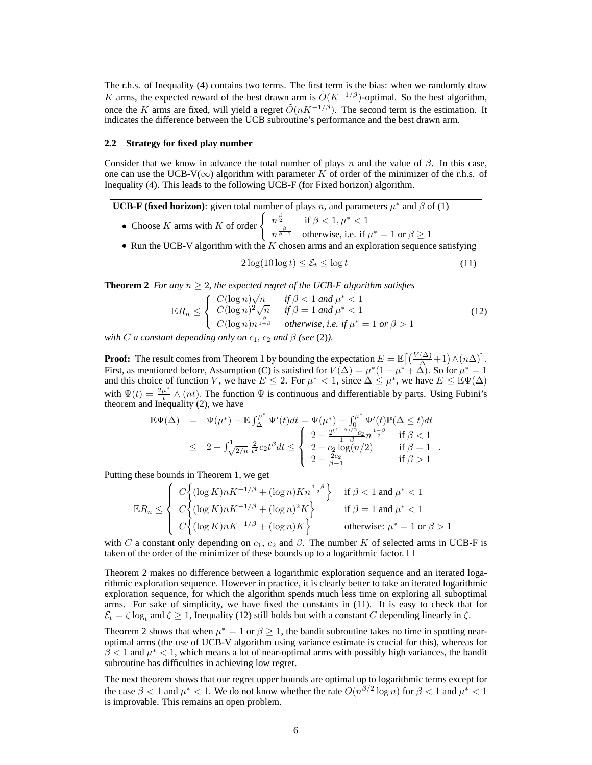The r.h.s. of Inequality (4) contains two terms. The first term is the bias: when we randomly draw $K$ arms, the expected reward of the best drawn arm is $\tilde{O}(K^{-1/\beta})$-optimal. So the best algorithm, once the $K$ arms are fixed, will yield a regret $\tilde{O}(nK^{-1/\beta})$. The second term is the estimation. It indicates the difference between the UCB subroutine's performance and the best drawn arm.

### 2.2 Strategy for fixed play number

Consider that we know in advance the total number of plays $n$ and the value of $\beta$. In this case, one can use the UCB-V($\infty$) algorithm with parameter $K$ of order of the minimizer of the r.h.s. of Inequality (4). This leads to the following UCB-F (for Fixed horizon) algorithm.

**UCB-F (fixed horizon)**: given total number of plays $n$, and parameters $\mu^*$ and $\beta$ of (1)

- Choose $K$ arms with $K$ of order $\begin{cases} n^{\frac{\beta}{2}} & \text{if } \beta < 1, \mu^* < 1 \\ n^{\frac{\beta}{\beta+1}} & \text{otherwise, i.e. if } \mu^* = 1 \text{ or } \beta \geq 1 \end{cases}$
- Run the UCB-V algorithm with the $K$ chosen arms and an exploration sequence satisfying

$$2\log(10\log t) \leq \mathcal{E}_t \leq \log t \tag{11}$$

**Theorem 2** *For any $n \geq 2$, the expected regret of the UCB-F algorithm satisfies*

$$\mathbb{E}R_n \leq \begin{cases} C(\log n)\sqrt{n} & \text{if } \beta < 1 \text{ and } \mu^* < 1 \\ C(\log n)^2\sqrt{n} & \text{if } \beta = 1 \text{ and } \mu^* < 1 \\ C(\log n)n^{\frac{\beta}{1+\beta}} & \text{otherwise, i.e. if } \mu^* = 1 \text{ or } \beta > 1 \end{cases} \tag{12}$$

*with $C$ a constant depending only on $c_1$, $c_2$ and $\beta$ (see (2)).*

**Proof:** The result comes from Theorem 1 by bounding the expectation $E = \mathbb{E}\big[\big(\frac{V(\Delta)}{\Delta}+1\big)\wedge(n\Delta)\big]$. First, as mentioned before, Assumption (C) is satisfied for $V(\Delta) = \mu^*(1-\mu^*+\Delta)$. So for $\mu^* = 1$ and this choice of function $V$, we have $E \leq 2$. For $\mu^* < 1$, since $\Delta \leq \mu^*$, we have $E \leq \mathbb{E}\Psi(\Delta)$ with $\Psi(t) = \frac{2\mu^*}{t} \wedge (nt)$. The function $\Psi$ is continuous and differentiable by parts. Using Fubini's theorem and Inequality (2), we have

$$\begin{aligned} \mathbb{E}\Psi(\Delta) &= \Psi(\mu^*) - \mathbb{E}\int_\Delta^{\mu^*}\Psi'(t)dt = \Psi(\mu^*) - \int_0^{\mu^*}\Psi'(t)\mathbb{P}(\Delta \leq t)dt \\ &\leq 2 + \int_{\sqrt{2/n}}^1 \frac{2}{t^2}c_2 t^\beta dt \leq \begin{cases} 2 + \frac{2^{(1+\beta)/2}c_2}{1-\beta}n^{\frac{1-\beta}{2}} & \text{if } \beta < 1 \\ 2 + c_2\log(n/2) & \text{if } \beta = 1 \\ 2 + \frac{2c_2}{\beta-1} & \text{if } \beta > 1 \end{cases}. \end{aligned}$$

Putting these bounds in Theorem 1, we get

$$\mathbb{E}R_n \leq \begin{cases} C\Big\{(\log K)nK^{-1/\beta} + (\log n)Kn^{\frac{1-\beta}{2}}\Big\} & \text{if } \beta < 1 \text{ and } \mu^* < 1 \\ C\Big\{(\log K)nK^{-1/\beta} + (\log n)^2 K\Big\} & \text{if } \beta = 1 \text{ and } \mu^* < 1 \\ C\Big\{(\log K)nK^{-1/\beta} + (\log n)K\Big\} & \text{otherwise: } \mu^* = 1 \text{ or } \beta > 1 \end{cases}$$

with $C$ a constant only depending on $c_1$, $c_2$ and $\beta$. The number $K$ of selected arms in UCB-F is taken of the order of the minimizer of these bounds up to a logarithmic factor. $\square$

Theorem 2 makes no difference between a logarithmic exploration sequence and an iterated logarithmic exploration sequence. However in practice, it is clearly better to take an iterated logarithmic exploration sequence, for which the algorithm spends much less time on exploring all suboptimal arms. For sake of simplicity, we have fixed the constants in (11). It is easy to check that for $\mathcal{E}_t = \zeta\log_t$ and $\zeta \geq 1$, Inequality (12) still holds but with a constant $C$ depending linearly in $\zeta$.

Theorem 2 shows that when $\mu^* = 1$ or $\beta \geq 1$, the bandit subroutine takes no time in spotting near-optimal arms (the use of UCB-V algorithm using variance estimate is crucial for this), whereas for $\beta < 1$ and $\mu^* < 1$, which means a lot of near-optimal arms with possibly high variances, the bandit subroutine has difficulties in achieving low regret.

The next theorem shows that our regret upper bounds are optimal up to logarithmic terms except for the case $\beta < 1$ and $\mu^* < 1$. We do not know whether the rate $O(n^{\beta/2}\log n)$ for $\beta < 1$ and $\mu^* < 1$ is improvable. This remains an open problem.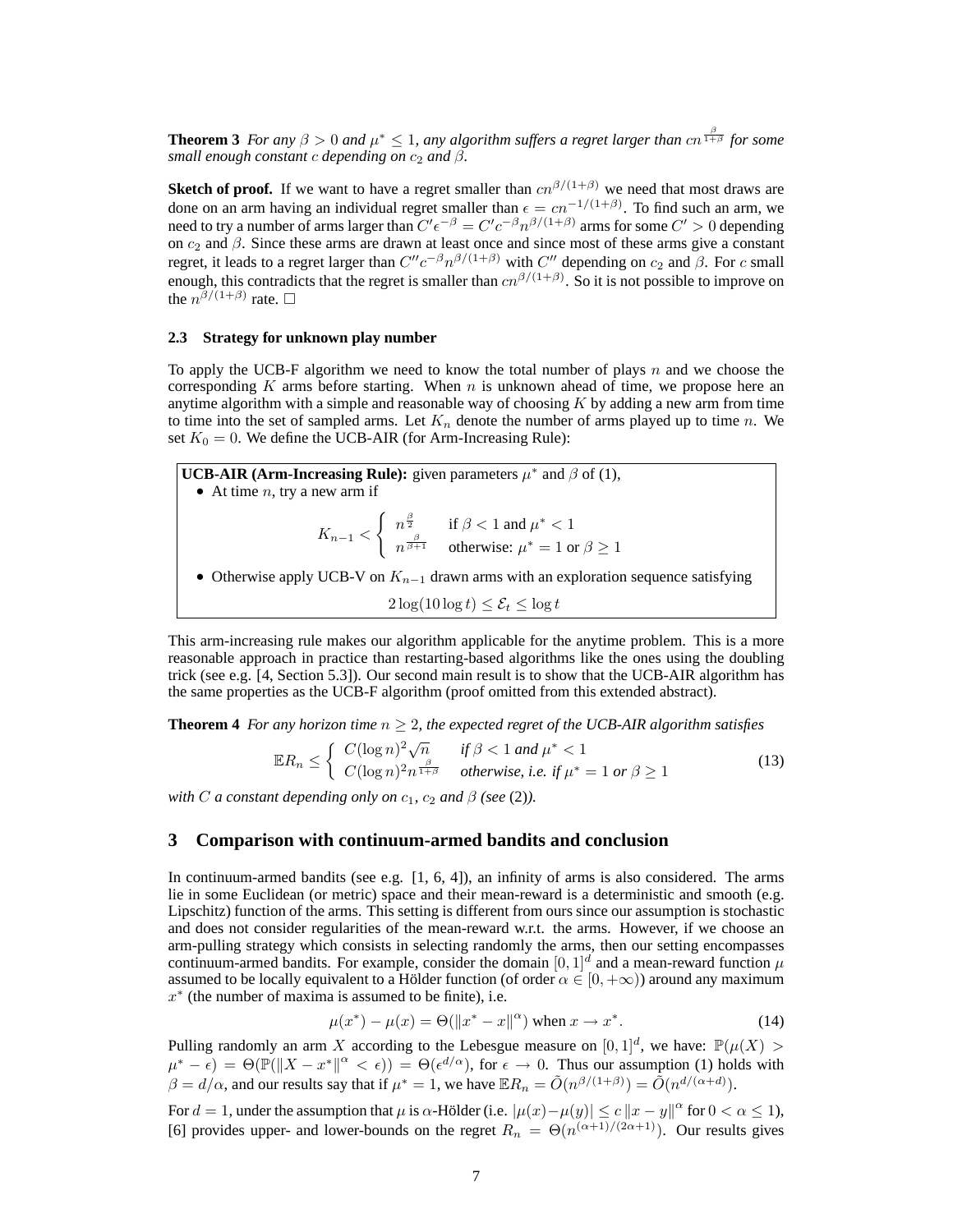**Theorem 3** *For any $\beta > 0$ and $\mu^* \leq 1$, any algorithm suffers a regret larger than $cn^{\frac{\beta}{1+\beta}}$ for some small enough constant $c$ depending on $c_2$ and $\beta$.*

**Sketch of proof.** If we want to have a regret smaller than $cn^{\beta/(1+\beta)}$ we need that most draws are done on an arm having an individual regret smaller than $\epsilon = cn^{-1/(1+\beta)}$. To find such an arm, we need to try a number of arms larger than $C'\epsilon^{-\beta} = C'c^{-\beta}n^{\beta/(1+\beta)}$ arms for some $C' > 0$ depending on $c_2$ and $\beta$. Since these arms are drawn at least once and since most of these arms give a constant regret, it leads to a regret larger than $C''c^{-\beta}n^{\beta/(1+\beta)}$ with $C''$ depending on $c_2$ and $\beta$. For $c$ small enough, this contradicts that the regret is smaller than $cn^{\beta/(1+\beta)}$. So it is not possible to improve on the $n^{\beta/(1+\beta)}$ rate. □

### 2.3 Strategy for unknown play number

To apply the UCB-F algorithm we need to know the total number of plays $n$ and we choose the corresponding $K$ arms before starting. When $n$ is unknown ahead of time, we propose here an anytime algorithm with a simple and reasonable way of choosing $K$ by adding a new arm from time to time into the set of sampled arms. Let $K_n$ denote the number of arms played up to time $n$. We set $K_0 = 0$. We define the UCB-AIR (for Arm-Increasing Rule):

**UCB-AIR (Arm-Increasing Rule):** given parameters $\mu^*$ and $\beta$ of (1),

- At time $n$, try a new arm if

$$K_{n-1} < \begin{cases} n^{\frac{\beta}{2}} & \text{if } \beta < 1 \text{ and } \mu^* < 1 \\ n^{\frac{\beta}{\beta+1}} & \text{otherwise: } \mu^* = 1 \text{ or } \beta \geq 1 \end{cases}$$

- Otherwise apply UCB-V on $K_{n-1}$ drawn arms with an exploration sequence satisfying

$$2\log(10\log t) \leq \mathcal{E}_t \leq \log t$$

This arm-increasing rule makes our algorithm applicable for the anytime problem. This is a more reasonable approach in practice than restarting-based algorithms like the ones using the doubling trick (see e.g. [4, Section 5.3]). Our second main result is to show that the UCB-AIR algorithm has the same properties as the UCB-F algorithm (proof omitted from this extended abstract).

**Theorem 4** *For any horizon time $n \geq 2$, the expected regret of the UCB-AIR algorithm satisfies*

$$\mathbb{E}R_n \leq \begin{cases} C(\log n)^2\sqrt{n} & \text{if } \beta < 1 \text{ and } \mu^* < 1 \\ C(\log n)^2 n^{\frac{\beta}{1+\beta}} & \text{otherwise, i.e. if } \mu^* = 1 \text{ or } \beta \geq 1 \end{cases} \tag{13}$$

*with $C$ a constant depending only on $c_1$, $c_2$ and $\beta$ (see (2)).*

## 3 Comparison with continuum-armed bandits and conclusion

In continuum-armed bandits (see e.g. [1, 6, 4]), an infinity of arms is also considered. The arms lie in some Euclidean (or metric) space and their mean-reward is a deterministic and smooth (e.g. Lipschitz) function of the arms. This setting is different from ours since our assumption is stochastic and does not consider regularities of the mean-reward w.r.t. the arms. However, if we choose an arm-pulling strategy which consists in selecting randomly the arms, then our setting encompasses continuum-armed bandits. For example, consider the domain $[0,1]^d$ and a mean-reward function $\mu$ assumed to be locally equivalent to a Hölder function (of order $\alpha \in [0, +\infty)$) around any maximum $x^*$ (the number of maxima is assumed to be finite), i.e.

$$\mu(x^*) - \mu(x) = \Theta(\|x^* - x\|^\alpha) \text{ when } x \to x^*. \tag{14}$$

Pulling randomly an arm $X$ according to the Lebesgue measure on $[0,1]^d$, we have: $\mathbb{P}(\mu(X) > \mu^* - \epsilon) = \Theta(\mathbb{P}(\|X - x^*\|^\alpha < \epsilon)) = \Theta(\epsilon^{d/\alpha})$, for $\epsilon \to 0$. Thus our assumption (1) holds with $\beta = d/\alpha$, and our results say that if $\mu^* = 1$, we have $\mathbb{E}R_n = \tilde{O}(n^{\beta/(1+\beta)}) = \tilde{O}(n^{d/(\alpha+d)})$.

For $d = 1$, under the assumption that $\mu$ is $\alpha$-Hölder (i.e. $|\mu(x) - \mu(y)| \leq c\|x - y\|^\alpha$ for $0 < \alpha \leq 1$), [6] provides upper- and lower-bounds on the regret $R_n = \Theta(n^{(\alpha+1)/(2\alpha+1)})$. Our results gives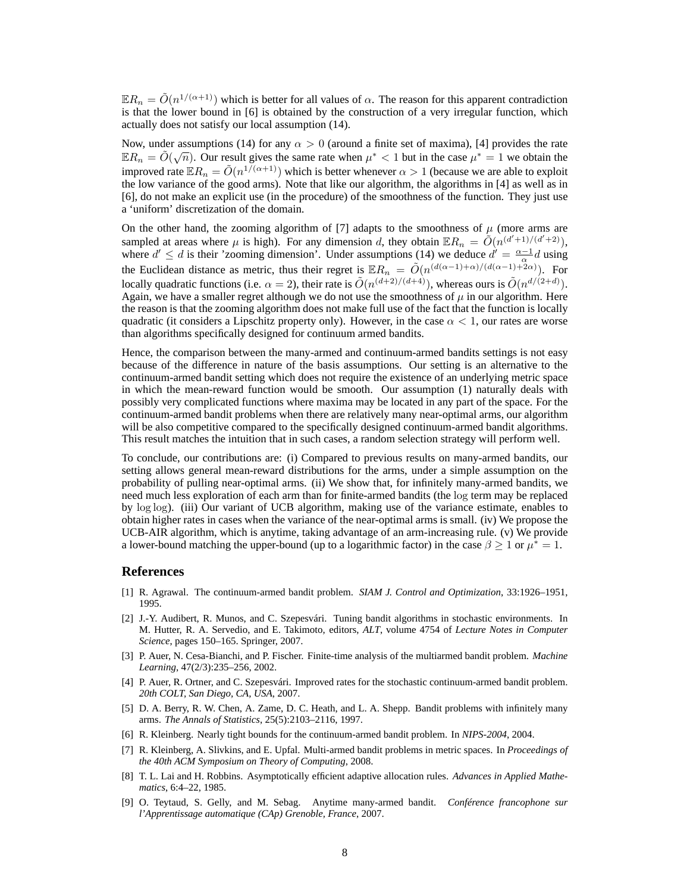$\mathbb{E}R_n = \tilde{O}(n^{1/(\alpha+1)})$ which is better for all values of $\alpha$. The reason for this apparent contradiction is that the lower bound in [6] is obtained by the construction of a very irregular function, which actually does not satisfy our local assumption (14).

Now, under assumptions (14) for any $\alpha > 0$ (around a finite set of maxima), [4] provides the rate $\mathbb{E}R_n = \tilde{O}(\sqrt{n})$. Our result gives the same rate when $\mu^* < 1$ but in the case $\mu^* = 1$ we obtain the improved rate $\mathbb{E}R_n = \tilde{O}(n^{1/(\alpha+1)})$ which is better whenever $\alpha > 1$ (because we are able to exploit the low variance of the good arms). Note that like our algorithm, the algorithms in [4] as well as in [6], do not make an explicit use (in the procedure) of the smoothness of the function. They just use a 'uniform' discretization of the domain.

On the other hand, the zooming algorithm of [7] adapts to the smoothness of $\mu$ (more arms are sampled at areas where $\mu$ is high). For any dimension $d$, they obtain $\mathbb{E}R_n = \tilde{O}(n^{(d'+1)/(d'+2)})$, where $d' \leq d$ is their 'zooming dimension'. Under assumptions (14) we deduce $d' = \frac{\alpha-1}{\alpha}d$ using the Euclidean distance as metric, thus their regret is $\mathbb{E}R_n = \tilde{O}(n^{(d(\alpha-1)+\alpha)/(d(\alpha-1)+2\alpha)})$. For locally quadratic functions (i.e. $\alpha = 2$), their rate is $\tilde{O}(n^{(d+2)/(d+4)})$, whereas ours is $\tilde{O}(n^{d/(2+d)})$. Again, we have a smaller regret although we do not use the smoothness of $\mu$ in our algorithm. Here the reason is that the zooming algorithm does not make full use of the fact that the function is locally quadratic (it considers a Lipschitz property only). However, in the case $\alpha < 1$, our rates are worse than algorithms specifically designed for continuum armed bandits.

Hence, the comparison between the many-armed and continuum-armed bandits settings is not easy because of the difference in nature of the basis assumptions. Our setting is an alternative to the continuum-armed bandit setting which does not require the existence of an underlying metric space in which the mean-reward function would be smooth. Our assumption (1) naturally deals with possibly very complicated functions where maxima may be located in any part of the space. For the continuum-armed bandit problems when there are relatively many near-optimal arms, our algorithm will be also competitive compared to the specifically designed continuum-armed bandit algorithms. This result matches the intuition that in such cases, a random selection strategy will perform well.

To conclude, our contributions are: (i) Compared to previous results on many-armed bandits, our setting allows general mean-reward distributions for the arms, under a simple assumption on the probability of pulling near-optimal arms. (ii) We show that, for infinitely many-armed bandits, we need much less exploration of each arm than for finite-armed bandits (the $\log$ term may be replaced by $\log\log$). (iii) Our variant of UCB algorithm, making use of the variance estimate, enables to obtain higher rates in cases when the variance of the near-optimal arms is small. (iv) We propose the UCB-AIR algorithm, which is anytime, taking advantage of an arm-increasing rule. (v) We provide a lower-bound matching the upper-bound (up to a logarithmic factor) in the case $\beta \geq 1$ or $\mu^* = 1$.

## References

[1] R. Agrawal. The continuum-armed bandit problem. *SIAM J. Control and Optimization*, 33:1926–1951, 1995.

[2] J.-Y. Audibert, R. Munos, and C. Szepesvári. Tuning bandit algorithms in stochastic environments. In M. Hutter, R. A. Servedio, and E. Takimoto, editors, *ALT*, volume 4754 of *Lecture Notes in Computer Science*, pages 150–165. Springer, 2007.

[3] P. Auer, N. Cesa-Bianchi, and P. Fischer. Finite-time analysis of the multiarmed bandit problem. *Machine Learning*, 47(2/3):235–256, 2002.

[4] P. Auer, R. Ortner, and C. Szepesvári. Improved rates for the stochastic continuum-armed bandit problem. *20th COLT, San Diego, CA, USA*, 2007.

[5] D. A. Berry, R. W. Chen, A. Zame, D. C. Heath, and L. A. Shepp. Bandit problems with infinitely many arms. *The Annals of Statistics*, 25(5):2103–2116, 1997.

[6] R. Kleinberg. Nearly tight bounds for the continuum-armed bandit problem. In *NIPS-2004*, 2004.

[7] R. Kleinberg, A. Slivkins, and E. Upfal. Multi-armed bandit problems in metric spaces. In *Proceedings of the 40th ACM Symposium on Theory of Computing*, 2008.

[8] T. L. Lai and H. Robbins. Asymptotically efficient adaptive allocation rules. *Advances in Applied Mathematics*, 6:4–22, 1985.

[9] O. Teytaud, S. Gelly, and M. Sebag. Anytime many-armed bandit. *Conférence francophone sur l'Apprentissage automatique (CAp) Grenoble, France*, 2007.